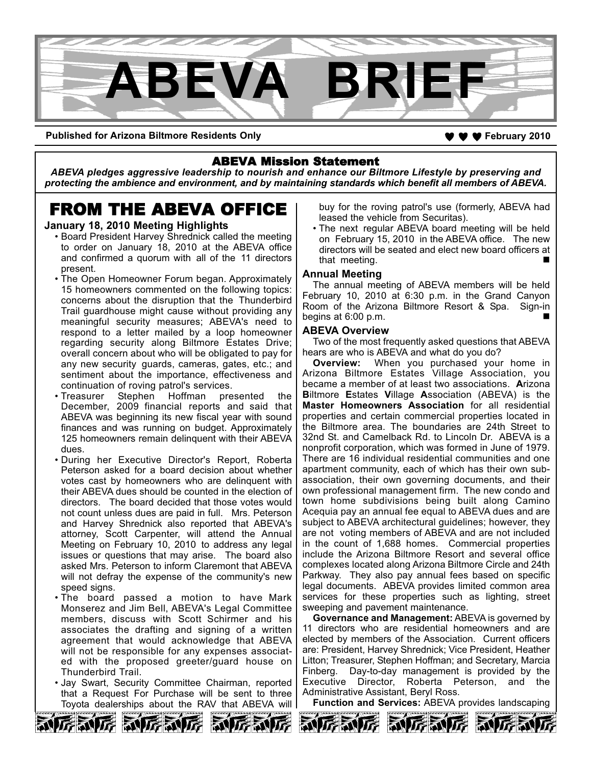# ABEVA BRIEF

**Published for Arizona Biltmore Residents Only** ♥ ♥ ♥ **February 2010**

## ABEVA Mission Statement

***ABEVA pledges aggressive leadership to nourish and enhance our Biltmore Lifestyle by preserving and protecting the ambience and environment, and by maintaining standards which benefit all members of ABEVA.***

## FROM THE ABEVA OFFICE

### January 18, 2010 Meeting Highlights

- Board President Harvey Shrednick called the meeting to order on January 18, 2010 at the ABEVA office and confirmed a quorum with all of the 11 directors present.
- The Open Homeowner Forum began. Approximately 15 homeowners commented on the following topics: concerns about the disruption that the Thunderbird Trail guardhouse might cause without providing any meaningful security measures; ABEVA's need to respond to a letter mailed by a loop homeowner regarding security along Biltmore Estates Drive; overall concern about who will be obligated to pay for any new security guards, cameras, gates, etc.; and sentiment about the importance, effectiveness and continuation of roving patrol's services.
- Treasurer Stephen Hoffman presented the December, 2009 financial reports and said that ABEVA was beginning its new fiscal year with sound finances and was running on budget. Approximately 125 homeowners remain delinquent with their ABEVA dues.
- During her Executive Director's Report, Roberta Peterson asked for a board decision about whether votes cast by homeowners who are delinquent with their ABEVA dues should be counted in the election of directors. The board decided that those votes would not count unless dues are paid in full. Mrs. Peterson and Harvey Shrednick also reported that ABEVA's attorney, Scott Carpenter, will attend the Annual Meeting on February 10, 2010 to address any legal issues or questions that may arise. The board also asked Mrs. Peterson to inform Claremont that ABEVA will not defray the expense of the community's new speed signs.
- The board passed a motion to have Mark Monserez and Jim Bell, ABEVA's Legal Committee members, discuss with Scott Schirmer and his associates the drafting and signing of a written agreement that would acknowledge that ABEVA will not be responsible for any expenses associated with the proposed greeter/guard house on Thunderbird Trail.
- Jay Swart, Security Committee Chairman, reported that a Request For Purchase will be sent to three Toyota dealerships about the RAV that ABEVA will buy for the roving patrol's use (formerly, ABEVA had leased the vehicle from Securitas).
- The next regular ABEVA board meeting will be held on February 15, 2010 in the ABEVA office. The new directors will be seated and elect new board officers at that meeting. ■

### Annual Meeting

The annual meeting of ABEVA members will be held February 10, 2010 at 6:30 p.m. in the Grand Canyon Room of the Arizona Biltmore Resort & Spa. Sign-in begins at 6:00 p.m. ■

### ABEVA Overview

Two of the most frequently asked questions that ABEVA hears are who is ABEVA and what do you do?

**Overview:** When you purchased your home in Arizona Biltmore Estates Village Association, you became a member of at least two associations. **A**rizona **B**iltmore **E**states **V**illage **A**ssociation (ABEVA) is the **Master Homeowners Association** for all residential properties and certain commercial properties located in the Biltmore area. The boundaries are 24th Street to 32nd St. and Camelback Rd. to Lincoln Dr. ABEVA is a nonprofit corporation, which was formed in June of 1979. There are 16 individual residential communities and one apartment community, each of which has their own sub-association, their own governing documents, and their own professional management firm. The new condo and town home subdivisions being built along Camino Acequia pay an annual fee equal to ABEVA dues and are subject to ABEVA architectural guidelines; however, they are not voting members of ABEVA and are not included in the count of 1,688 homes. Commercial properties include the Arizona Biltmore Resort and several office complexes located along Arizona Biltmore Circle and 24th Parkway. They also pay annual fees based on specific legal documents. ABEVA provides limited common area services for these properties such as lighting, street sweeping and pavement maintenance.

**Governance and Management:** ABEVA is governed by 11 directors who are residential homeowners and are elected by members of the Association. Current officers are: President, Harvey Shrednick; Vice President, Heather Litton; Treasurer, Stephen Hoffman; and Secretary, Marcia Finberg. Day-to-day management is provided by the Executive Director, Roberta Peterson, and the Administrative Assistant, Beryl Ross.

**Function and Services:** ABEVA provides landscaping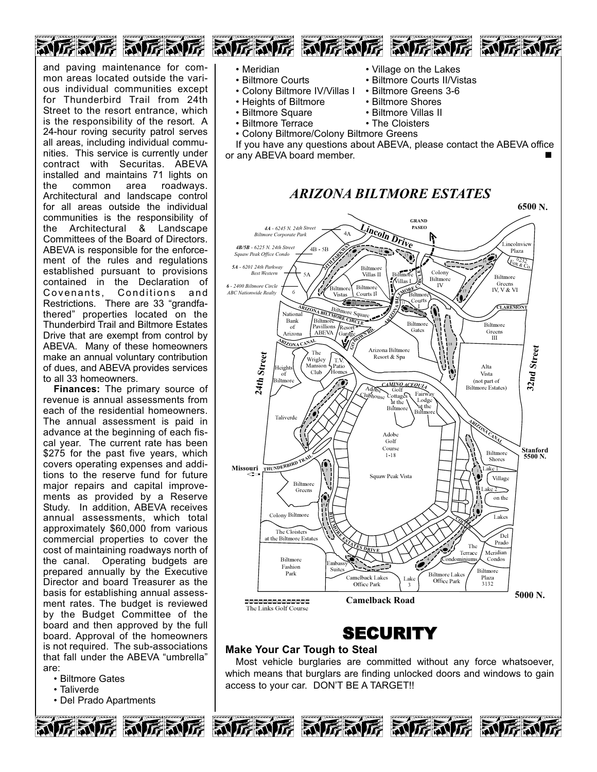and paving maintenance for common areas located outside the various individual communities except for Thunderbird Trail from 24th Street to the resort entrance, which is the responsibility of the resort. A 24-hour roving security patrol serves all areas, including individual communities. This service is currently under contract with Securitas. ABEVA installed and maintains 71 lights on the common area roadways. Architectural and landscape control for all areas outside the individual communities is the responsibility of the Architectural & Landscape Committees of the Board of Directors. ABEVA is responsible for the enforcement of the rules and regulations established pursuant to provisions contained in the Declaration of Covenants, Conditions and Restrictions. There are 33 "grandfathered" properties located on the Thunderbird Trail and Biltmore Estates Drive that are exempt from control by ABEVA. Many of these homeowners make an annual voluntary contribution of dues, and ABEVA provides services to all 33 homeowners.

**Finances:** The primary source of revenue is annual assessments from each of the residential homeowners. The annual assessment is paid in advance at the beginning of each fiscal year. The current rate has been $275 for the past five years, which covers operating expenses and additions to the reserve fund for future major repairs and capital improvements as provided by a Reserve Study. In addition, ABEVA receives annual assessments, which total approximately $60,000 from various commercial properties to cover the cost of maintaining roadways north of the canal. Operating budgets are prepared annually by the Executive Director and board Treasurer as the basis for establishing annual assessment rates. The budget is reviewed by the Budget Committee of the board and then approved by the full board. Approval of the homeowners is not required. The sub-associations that fall under the ABEVA "umbrella" are:

- Biltmore Gates
- Taliverde
- Del Prado Apartments
- Meridian
- Biltmore Courts
- Colony Biltmore IV/Villas I
- Heights of Biltmore
- Biltmore Square
- Biltmore Terrace
- Village on the Lakes
- Biltmore Courts II/Vistas
- Biltmore Greens 3-6
- Biltmore Shores
- Biltmore Villas II
- The Cloisters
- Colony Biltmore/Colony Biltmore Greens

If you have any questions about ABEVA, please contact the ABEVA office or any ABEVA board member. ■

## *ARIZONA BILTMORE ESTATES*

6500 N. — 4A - 6245 N. 24th Street Biltmore Corporate Park; 4B/5B - 6225 N. 24th Street Squaw Peak Office Condo; 5A - 6201 24th Parkway Best Western; 6 - 2400 Biltmore Circle ABC Nationwide Realty — Lincoln Drive — Grand Paseo — 24th Street — 32nd Street — Stanford 5500 N. — Missouri — Camelback Road — 5000 N. — The Links Golf Course

# SECURITY

### Make Your Car Tough to Steal

Most vehicle burglaries are committed without any force whatsoever, which means that burglars are finding unlocked doors and windows to gain access to your car. DON'T BE A TARGET!!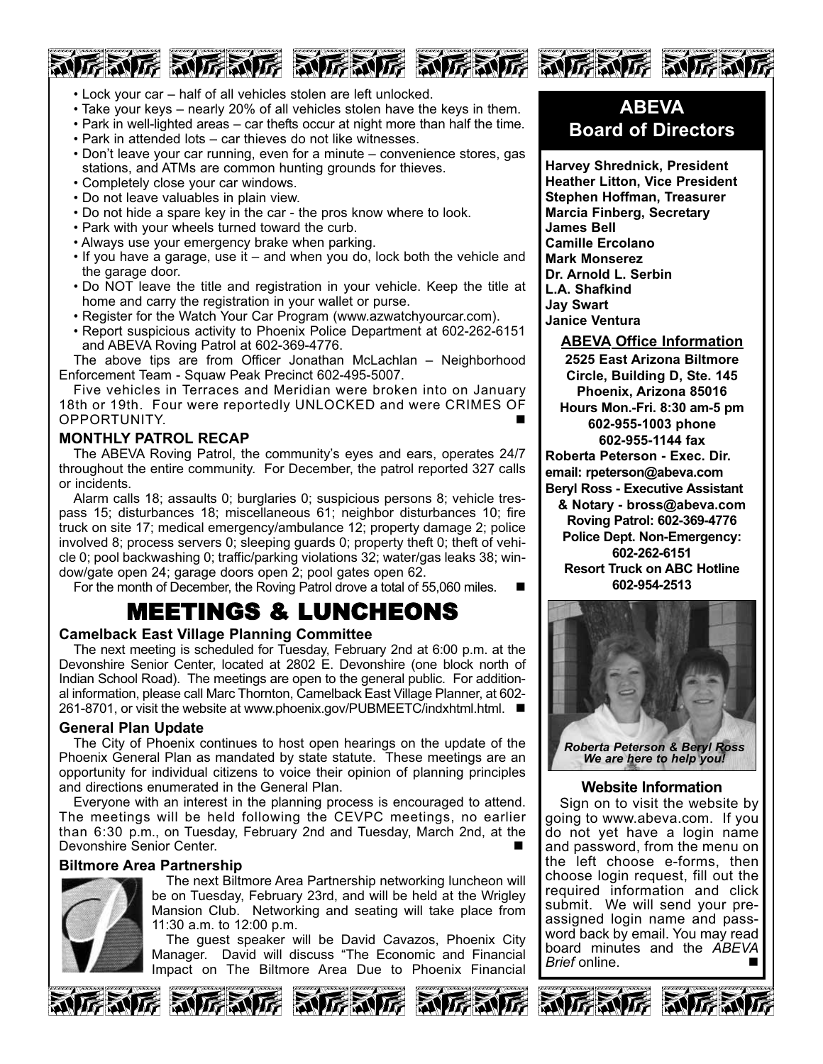- Lock your car – half of all vehicles stolen are left unlocked.
- Take your keys – nearly 20% of all vehicles stolen have the keys in them.
- Park in well-lighted areas – car thefts occur at night more than half the time.
- Park in attended lots – car thieves do not like witnesses.
- Don't leave your car running, even for a minute – convenience stores, gas stations, and ATMs are common hunting grounds for thieves.
- Completely close your car windows.
- Do not leave valuables in plain view.
- Do not hide a spare key in the car - the pros know where to look.
- Park with your wheels turned toward the curb.
- Always use your emergency brake when parking.
- If you have a garage, use it – and when you do, lock both the vehicle and the garage door.
- Do NOT leave the title and registration in your vehicle. Keep the title at home and carry the registration in your wallet or purse.
- Register for the Watch Your Car Program (www.azwatchyourcar.com).
- Report suspicious activity to Phoenix Police Department at 602-262-6151 and ABEVA Roving Patrol at 602-369-4776.

The above tips are from Officer Jonathan McLachlan – Neighborhood Enforcement Team - Squaw Peak Precinct 602-495-5007.

Five vehicles in Terraces and Meridian were broken into on January 18th or 19th. Four were reportedly UNLOCKED and were CRIMES OF OPPORTUNITY. ■

### MONTHLY PATROL RECAP

The ABEVA Roving Patrol, the community's eyes and ears, operates 24/7 throughout the entire community. For December, the patrol reported 327 calls or incidents.

Alarm calls 18; assaults 0; burglaries 0; suspicious persons 8; vehicle trespass 15; disturbances 18; miscellaneous 61; neighbor disturbances 10; fire truck on site 17; medical emergency/ambulance 12; property damage 2; police involved 8; process servers 0; sleeping guards 0; property theft 0; theft of vehicle 0; pool backwashing 0; traffic/parking violations 32; water/gas leaks 38; window/gate open 24; garage doors open 2; pool gates open 62.

For the month of December, the Roving Patrol drove a total of 55,060 miles. ■

## MEETINGS & LUNCHEONS

### Camelback East Village Planning Committee

The next meeting is scheduled for Tuesday, February 2nd at 6:00 p.m. at the Devonshire Senior Center, located at 2802 E. Devonshire (one block north of Indian School Road). The meetings are open to the general public. For additional information, please call Marc Thornton, Camelback East Village Planner, at 602-261-8701, or visit the website at www.phoenix.gov/PUBMEETC/indxhtml.html. ■

### General Plan Update

The City of Phoenix continues to host open hearings on the update of the Phoenix General Plan as mandated by state statute. These meetings are an opportunity for individual citizens to voice their opinion of planning principles and directions enumerated in the General Plan.

Everyone with an interest in the planning process is encouraged to attend. The meetings will be held following the CEVPC meetings, no earlier than 6:30 p.m., on Tuesday, February 2nd and Tuesday, March 2nd, at the Devonshire Senior Center. ■

### Biltmore Area Partnership

The next Biltmore Area Partnership networking luncheon will be on Tuesday, February 23rd, and will be held at the Wrigley Mansion Club. Networking and seating will take place from 11:30 a.m. to 12:00 p.m.

The guest speaker will be David Cavazos, Phoenix City Manager. David will discuss "The Economic and Financial Impact on The Biltmore Area Due to Phoenix Financial

## ABEVA Board of Directors

**Harvey Shrednick, President**
**Heather Litton, Vice President**
**Stephen Hoffman, Treasurer**
**Marcia Finberg, Secretary**
**James Bell**
**Camille Ercolano**
**Mark Monserez**
**Dr. Arnold L. Serbin**
**L.A. Shafkind**
**Jay Swart**
**Janice Ventura**

### ABEVA Office Information

**2525 East Arizona Biltmore Circle, Building D, Ste. 145**
**Phoenix, Arizona 85016**
**Hours Mon.-Fri. 8:30 am-5 pm**
**602-955-1003 phone**
**602-955-1144 fax**
**Roberta Peterson - Exec. Dir.**
**email: rpeterson@abeva.com**
**Beryl Ross - Executive Assistant & Notary - bross@abeva.com**
**Roving Patrol: 602-369-4776**
**Police Dept. Non-Emergency: 602-262-6151**
**Resort Truck on ABC Hotline 602-954-2513**

*Roberta Peterson & Beryl Ross*
*We are here to help you!*

### Website Information

Sign on to visit the website by going to www.abeva.com. If you do not yet have a login name and password, from the menu on the left choose e-forms, then choose login request, fill out the required information and click submit. We will send your pre-assigned login name and password back by email. You may read board minutes and the *ABEVA Brief* online. ■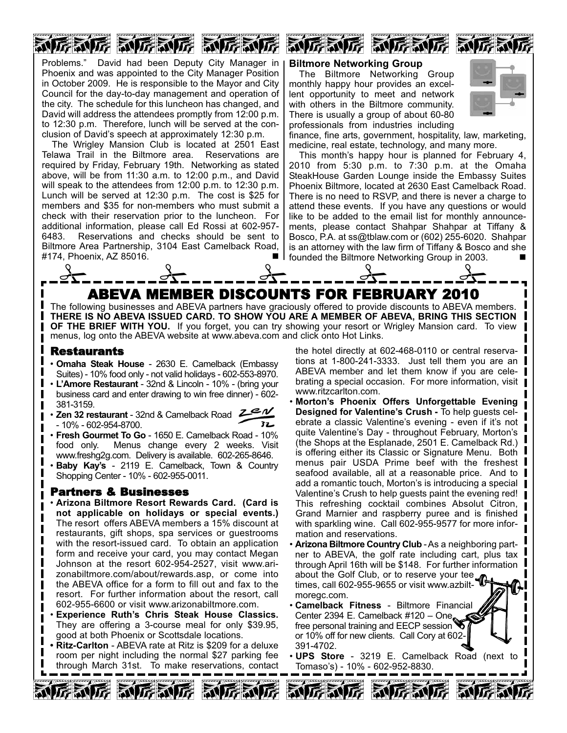Problems." David had been Deputy City Manager in Phoenix and was appointed to the City Manager Position in October 2009. He is responsible to the Mayor and City Council for the day-to-day management and operation of the city. The schedule for this luncheon has changed, and David will address the attendees promptly from 12:00 p.m. to 12:30 p.m. Therefore, lunch will be served at the conclusion of David's speech at approximately 12:30 p.m.

The Wrigley Mansion Club is located at 2501 East Telawa Trail in the Biltmore area. Reservations are required by Friday, February 19th. Networking as stated above, will be from 11:30 a.m. to 12:00 p.m., and David will speak to the attendees from 12:00 p.m. to 12:30 p.m. Lunch will be served at 12:30 p.m. The cost is $25 for members and $35 for non-members who must submit a check with their reservation prior to the luncheon. For additional information, please call Ed Rossi at 602-957-6483. Reservations and checks should be sent to Biltmore Area Partnership, 3104 East Camelback Road, #174, Phoenix, AZ 85016. ■

## Biltmore Networking Group

The Biltmore Networking Group monthly happy hour provides an excellent opportunity to meet and network with others in the Biltmore community. There is usually a group of about 60-80 professionals from industries including finance, fine arts, government, hospitality, law, marketing, medicine, real estate, technology, and many more.

This month's happy hour is planned for February 4, 2010 from 5:30 p.m. to 7:30 p.m. at the Omaha SteakHouse Garden Lounge inside the Embassy Suites Phoenix Biltmore, located at 2630 East Camelback Road. There is no need to RSVP, and there is never a charge to attend these events. If you have any questions or would like to be added to the email list for monthly announcements, please contact Shahpar Shahpar at Tiffany & Bosco, P.A. at ss@tblaw.com or (602) 255-6020. Shahpar is an attorney with the law firm of Tiffany & Bosco and she founded the Biltmore Networking Group in 2003. ■

# ABEVA MEMBER DISCOUNTS FOR FEBRUARY 2010

The following businesses and ABEVA partners have graciously offered to provide discounts to ABEVA members. **THERE IS NO ABEVA ISSUED CARD. TO SHOW YOU ARE A MEMBER OF ABEVA, BRING THIS SECTION OF THE BRIEF WITH YOU.** If you forget, you can try showing your resort or Wrigley Mansion card. To view menus, log onto the ABEVA website at www.abeva.com and click onto Hot Links.

## Restaurants

- **Omaha Steak House** - 2630 E. Camelback (Embassy Suites) - 10% food only - not valid holidays - 602-553-8970.
- **L'Amore Restaurant** - 32nd & Lincoln - 10% - (bring your business card and enter drawing to win free dinner) - 602-381-3159.
- **Zen 32 restaurant** - 32nd & Camelback Road - 10% - 602-954-8700.
- **Fresh Gourmet To Go** - 1650 E. Camelback Road - 10% food only. Menus change every 2 weeks. Visit www.freshg2g.com. Delivery is available. 602-265-8646.
- **Baby Kay's** - 2119 E. Camelback, Town & Country Shopping Center - 10% - 602-955-0011.

## Partners & Businesses

- **Arizona Biltmore Resort Rewards Card. (Card is not applicable on holidays or special events.)** The resort offers ABEVA members a 15% discount at restaurants, gift shops, spa services or guestrooms with the resort-issued card. To obtain an application form and receive your card, you may contact Megan Johnson at the resort 602-954-2527, visit www.arizonabiltmore.com/about/rewards.asp, or come into the ABEVA office for a form to fill out and fax to the resort. For further information about the resort, call 602-955-6600 or visit www.arizonabiltmore.com.
- **Experience Ruth's Chris Steak House Classics.** They are offering a 3-course meal for only $39.95, good at both Phoenix or Scottsdale locations.
- **Ritz-Carlton** - ABEVA rate at Ritz is $209 for a deluxe room per night including the normal $27 parking fee through March 31st. To make reservations, contact the hotel directly at 602-468-0110 or central reservations at 1-800-241-3333. Just tell them you are an ABEVA member and let them know if you are celebrating a special occasion. For more information, visit www.ritzcarlton.com.
- **Morton's Phoenix Offers Unforgettable Evening Designed for Valentine's Crush -** To help guests celebrate a classic Valentine's evening - even if it's not quite Valentine's Day - throughout February, Morton's (the Shops at the Esplanade, 2501 E. Camelback Rd.) is offering either its Classic or Signature Menu. Both menus pair USDA Prime beef with the freshest seafood available, all at a reasonable price. And to add a romantic touch, Morton's is introducing a special Valentine's Crush to help guests paint the evening red! This refreshing cocktail combines Absolut Citron, Grand Marnier and raspberry puree and is finished with sparkling wine. Call 602-955-9577 for more information and reservations.
- **Arizona Biltmore Country Club** - As a neighboring partner to ABEVA, the golf rate including cart, plus tax through April 16th will be $148. For further information about the Golf Club, or to reserve your tee times, call 602-955-9655 or visit www.azbiltmoregc.com.
- **Camelback Fitness** - Biltmore Financial Center 2394 E. Camelback #120 – One free personal training and EECP session or 10% off for new clients. Call Cory at 602-391-4702.
- **UPS Store** - 3219 E. Camelback Road (next to Tomaso's) - 10% - 602-952-8830.